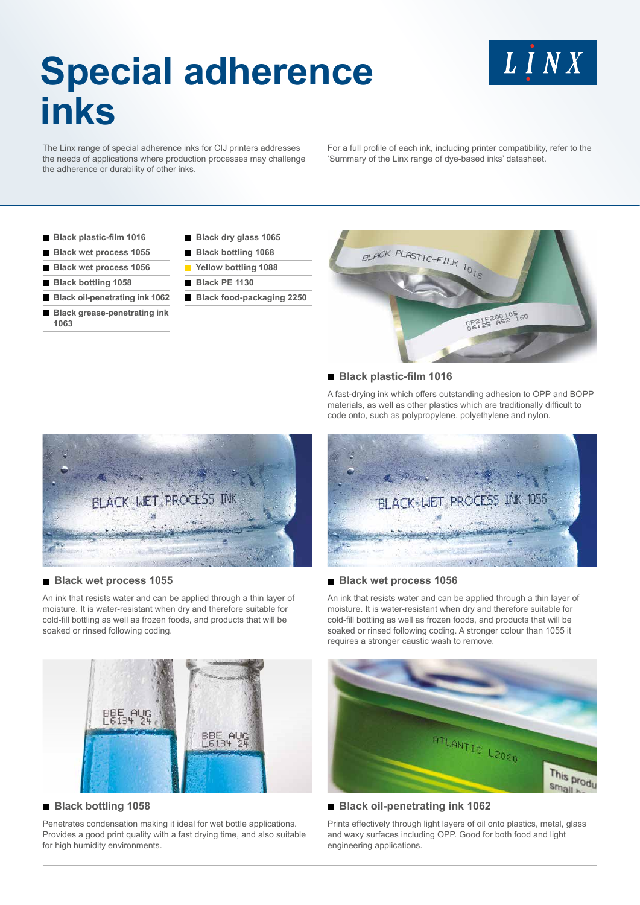# Special adherence inks

The Linx range of special adherence inks for CIJ printers addresses the needs of applications where production processes may challenge the adherence or durability of other inks.

For a full profile of each ink, including printer compatibility, refer to the 'Summary of the Linx range of dye-based inks' datasheet.

- Black plastic-film 1016
- Black wet process 1055
- Black wet process 1056
- Black bottling 1058
- Black oil-penetrating ink 1062
- Black grease-penetrating ink 1063
- Black dry glass 1065
- Black bottling 1068
- Yellow bottling 1088
- Black PE 1130
- Black food-packaging 2250

## Black plastic-film 1016

A fast-drying ink which offers outstanding adhesion to OPP and BOPP materials, as well as other plastics which are traditionally difficult to code onto, such as polypropylene, polyethylene and nylon.

## Black wet process 1055

An ink that resists water and can be applied through a thin layer of moisture. It is water-resistant when dry and therefore suitable for cold-fill bottling as well as frozen foods, and products that will be soaked or rinsed following coding.

## Black wet process 1056

An ink that resists water and can be applied through a thin layer of moisture. It is water-resistant when dry and therefore suitable for cold-fill bottling as well as frozen foods, and products that will be soaked or rinsed following coding. A stronger colour than 1055 it requires a stronger caustic wash to remove.

## Black bottling 1058

Penetrates condensation making it ideal for wet bottle applications. Provides a good print quality with a fast drying time, and also suitable for high humidity environments.

## Black oil-penetrating ink 1062

Prints effectively through light layers of oil onto plastics, metal, glass and waxy surfaces including OPP. Good for both food and light engineering applications.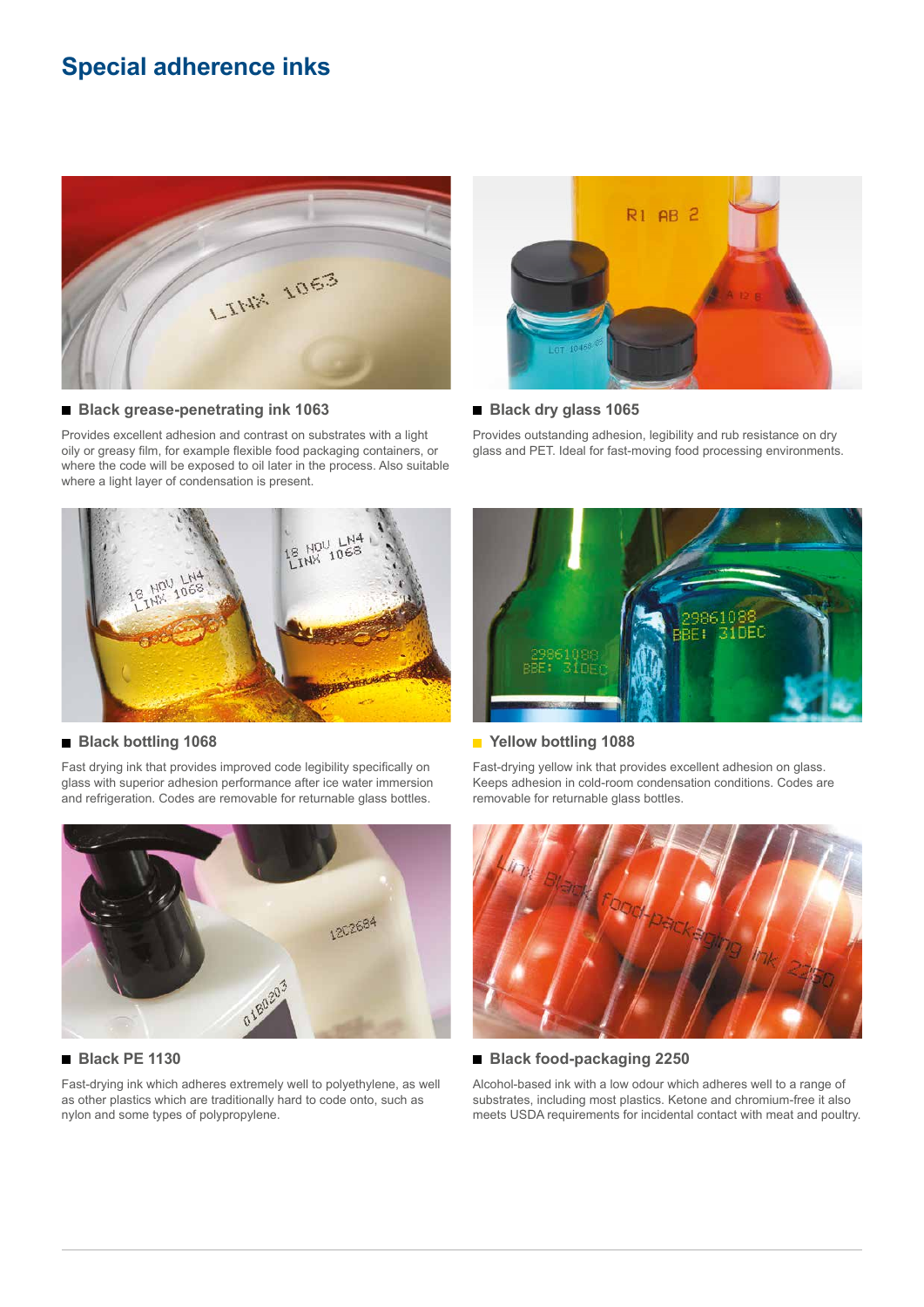# Special adherence inks

### Black grease-penetrating ink 1063

Provides excellent adhesion and contrast on substrates with a light oily or greasy film, for example flexible food packaging containers, or where the code will be exposed to oil later in the process. Also suitable where a light layer of condensation is present.

### Black dry glass 1065

Provides outstanding adhesion, legibility and rub resistance on dry glass and PET. Ideal for fast-moving food processing environments.

### Black bottling 1068

Fast drying ink that provides improved code legibility specifically on glass with superior adhesion performance after ice water immersion and refrigeration. Codes are removable for returnable glass bottles.

### Yellow bottling 1088

Fast-drying yellow ink that provides excellent adhesion on glass. Keeps adhesion in cold-room condensation conditions. Codes are removable for returnable glass bottles.

### Black PE 1130

Fast-drying ink which adheres extremely well to polyethylene, as well as other plastics which are traditionally hard to code onto, such as nylon and some types of polypropylene.

### Black food-packaging 2250

Alcohol-based ink with a low odour which adheres well to a range of substrates, including most plastics. Ketone and chromium-free it also meets USDA requirements for incidental contact with meat and poultry.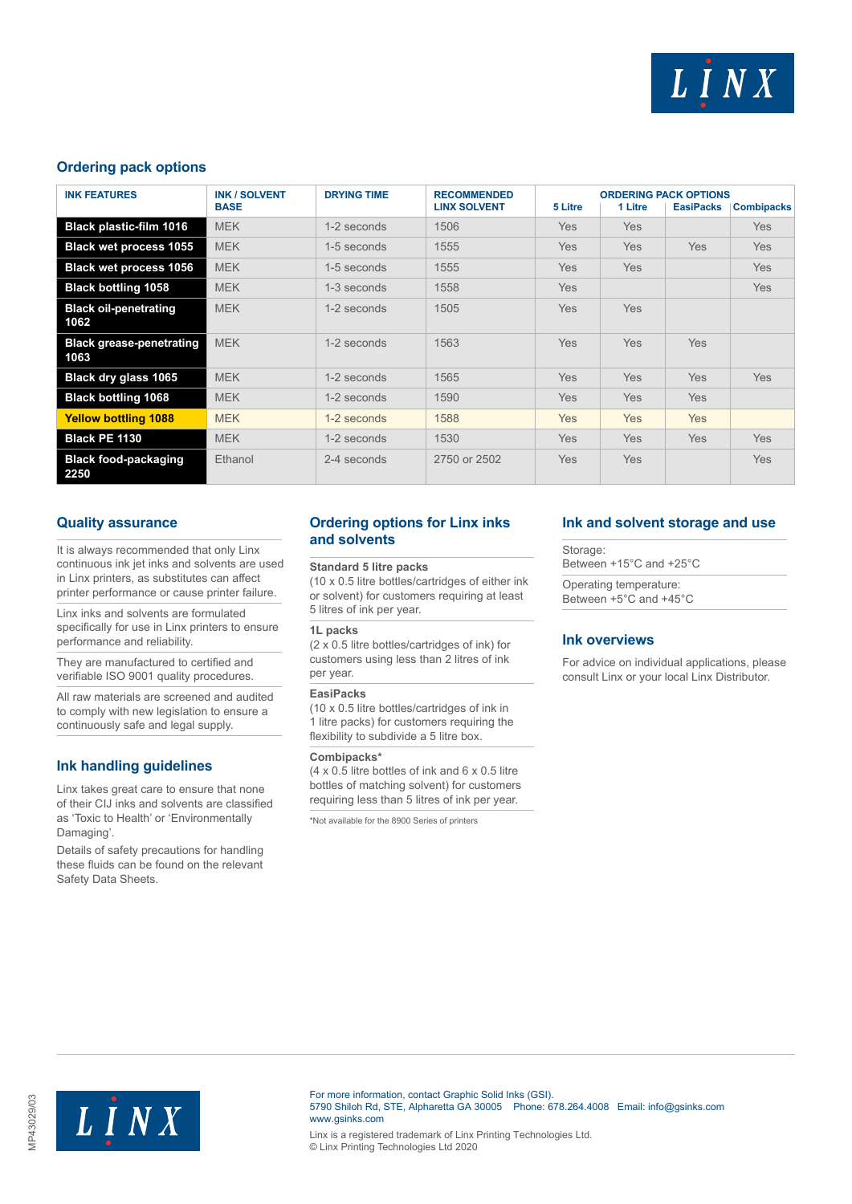## Ordering pack options

| INK FEATURES | INK / SOLVENT BASE | DRYING TIME | RECOMMENDED LINX SOLVENT | ORDERING PACK OPTIONS | | | |
|---|---|---|---|---|---|---|---|
| | | | | 5 Litre | 1 Litre | EasiPacks | Combipacks |
| **Black plastic-film 1016** | MEK | 1-2 seconds | 1506 | Yes | Yes | | Yes |
| **Black wet process 1055** | MEK | 1-5 seconds | 1555 | Yes | Yes | Yes | Yes |
| **Black wet process 1056** | MEK | 1-5 seconds | 1555 | Yes | Yes | | Yes |
| **Black bottling 1058** | MEK | 1-3 seconds | 1558 | Yes | | | Yes |
| **Black oil-penetrating 1062** | MEK | 1-2 seconds | 1505 | Yes | Yes | | |
| **Black grease-penetrating 1063** | MEK | 1-2 seconds | 1563 | Yes | Yes | Yes | |
| **Black dry glass 1065** | MEK | 1-2 seconds | 1565 | Yes | Yes | Yes | Yes |
| **Black bottling 1068** | MEK | 1-2 seconds | 1590 | Yes | Yes | Yes | |
| **Yellow bottling 1088** | MEK | 1-2 seconds | 1588 | Yes | Yes | Yes | |
| **Black PE 1130** | MEK | 1-2 seconds | 1530 | Yes | Yes | Yes | Yes |
| **Black food-packaging 2250** | Ethanol | 2-4 seconds | 2750 or 2502 | Yes | Yes | | Yes |

## Quality assurance

It is always recommended that only Linx continuous ink jet inks and solvents are used in Linx printers, as substitutes can affect printer performance or cause printer failure.

Linx inks and solvents are formulated specifically for use in Linx printers to ensure performance and reliability.

They are manufactured to certified and verifiable ISO 9001 quality procedures.

All raw materials are screened and audited to comply with new legislation to ensure a continuously safe and legal supply.

## Ink handling guidelines

Linx takes great care to ensure that none of their CIJ inks and solvents are classified as 'Toxic to Health' or 'Environmentally Damaging'.

Details of safety precautions for handling these fluids can be found on the relevant Safety Data Sheets.

## Ordering options for Linx inks and solvents

**Standard 5 litre packs**
(10 x 0.5 litre bottles/cartridges of either ink or solvent) for customers requiring at least 5 litres of ink per year.

**1L packs**
(2 x 0.5 litre bottles/cartridges of ink) for customers using less than 2 litres of ink per year.

**EasiPacks**
(10 x 0.5 litre bottles/cartridges of ink in 1 litre packs) for customers requiring the flexibility to subdivide a 5 litre box.

**Combipacks***
(4 x 0.5 litre bottles of ink and 6 x 0.5 litre bottles of matching solvent) for customers requiring less than 5 litres of ink per year.

*Not available for the 8900 Series of printers

## Ink and solvent storage and use

Storage:
Between +15°C and +25°C

Operating temperature:
Between +5°C and +45°C

## Ink overviews

For advice on individual applications, please consult Linx or your local Linx Distributor.

For more information, contact Graphic Solid Inks (GSI).
5790 Shiloh Rd, STE, Alpharetta GA 30005 Phone: 678.264.4008 Email: info@gsinks.com
www.gsinks.com

Linx is a registered trademark of Linx Printing Technologies Ltd.
© Linx Printing Technologies Ltd 2020

MP43029/03